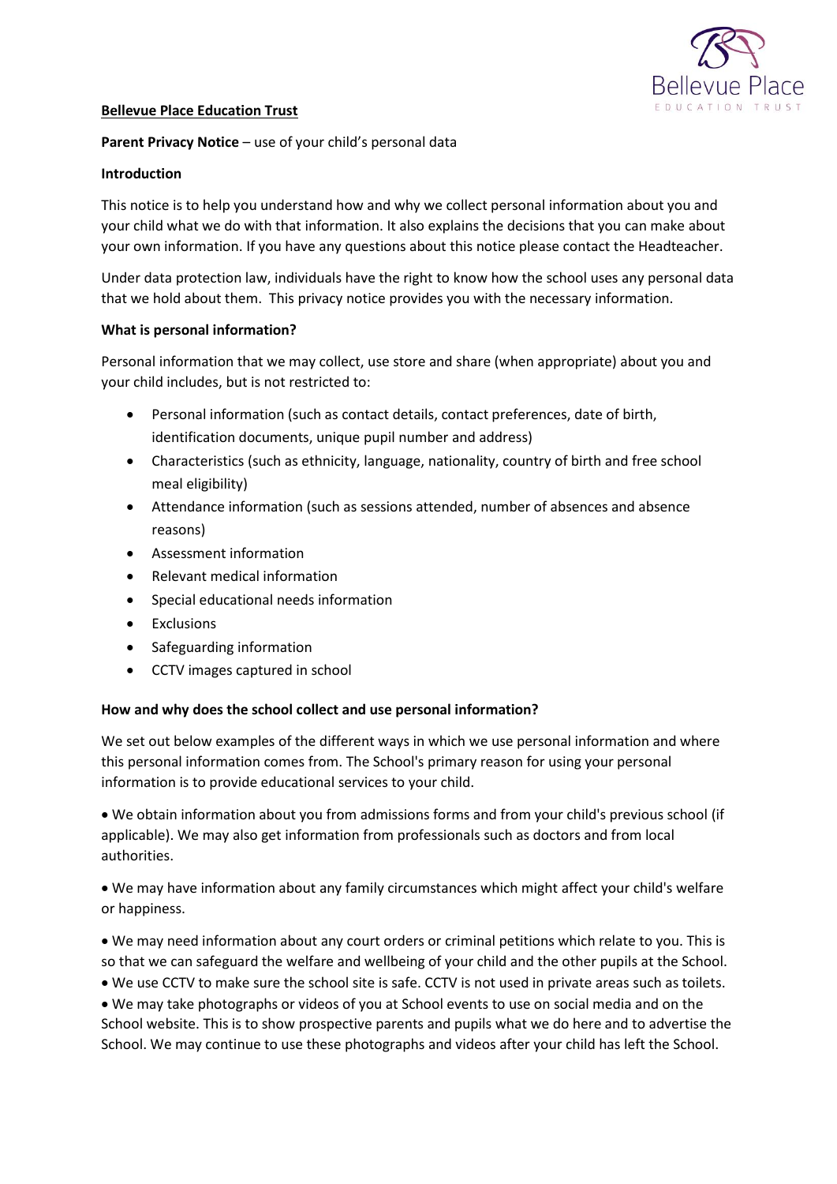**Bellevue Place Education Trust**

**Parent Privacy Notice** – use of your child's personal data

**Introduction**

This notice is to help you understand how and why we collect personal information about you and your child what we do with that information. It also explains the decisions that you can make about your own information. If you have any questions about this notice please contact the Headteacher.

Under data protection law, individuals have the right to know how the school uses any personal data that we hold about them. This privacy notice provides you with the necessary information.

**What is personal information?**

Personal information that we may collect, use store and share (when appropriate) about you and your child includes, but is not restricted to:

- Personal information (such as contact details, contact preferences, date of birth, identification documents, unique pupil number and address)
- Characteristics (such as ethnicity, language, nationality, country of birth and free school meal eligibility)
- Attendance information (such as sessions attended, number of absences and absence reasons)
- Assessment information
- Relevant medical information
- Special educational needs information
- Exclusions
- Safeguarding information
- CCTV images captured in school

**How and why does the school collect and use personal information?**

We set out below examples of the different ways in which we use personal information and where this personal information comes from. The School's primary reason for using your personal information is to provide educational services to your child.

- We obtain information about you from admissions forms and from your child's previous school (if applicable). We may also get information from professionals such as doctors and from local authorities.
- We may have information about any family circumstances which might affect your child's welfare or happiness.
- We may need information about any court orders or criminal petitions which relate to you. This is so that we can safeguard the welfare and wellbeing of your child and the other pupils at the School.
- We use CCTV to make sure the school site is safe. CCTV is not used in private areas such as toilets.
- We may take photographs or videos of you at School events to use on social media and on the School website. This is to show prospective parents and pupils what we do here and to advertise the School. We may continue to use these photographs and videos after your child has left the School.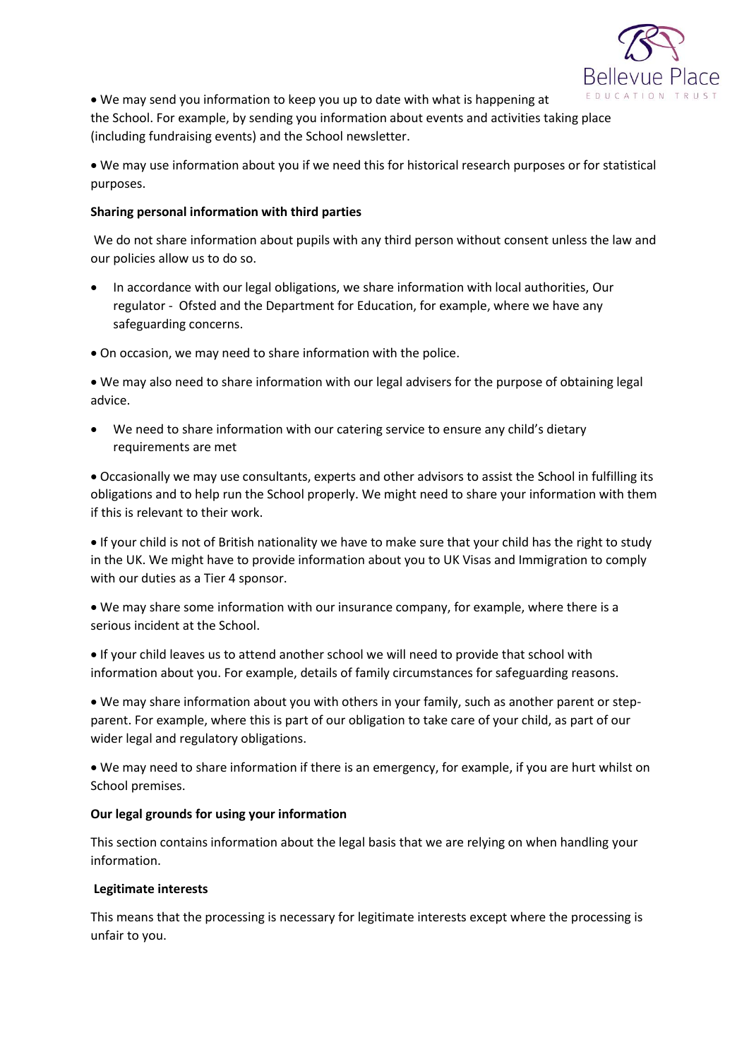- We may send you information to keep you up to date with what is happening at the School. For example, by sending you information about events and activities taking place (including fundraising events) and the School newsletter.

- We may use information about you if we need this for historical research purposes or for statistical purposes.

**Sharing personal information with third parties**

We do not share information about pupils with any third person without consent unless the law and our policies allow us to do so.

- In accordance with our legal obligations, we share information with local authorities, Our regulator - Ofsted and the Department for Education, for example, where we have any safeguarding concerns.

- On occasion, we may need to share information with the police.

- We may also need to share information with our legal advisers for the purpose of obtaining legal advice.

- We need to share information with our catering service to ensure any child's dietary requirements are met

- Occasionally we may use consultants, experts and other advisors to assist the School in fulfilling its obligations and to help run the School properly. We might need to share your information with them if this is relevant to their work.

- If your child is not of British nationality we have to make sure that your child has the right to study in the UK. We might have to provide information about you to UK Visas and Immigration to comply with our duties as a Tier 4 sponsor.

- We may share some information with our insurance company, for example, where there is a serious incident at the School.

- If your child leaves us to attend another school we will need to provide that school with information about you. For example, details of family circumstances for safeguarding reasons.

- We may share information about you with others in your family, such as another parent or step-parent. For example, where this is part of our obligation to take care of your child, as part of our wider legal and regulatory obligations.

- We may need to share information if there is an emergency, for example, if you are hurt whilst on School premises.

**Our legal grounds for using your information**

This section contains information about the legal basis that we are relying on when handling your information.

**Legitimate interests**

This means that the processing is necessary for legitimate interests except where the processing is unfair to you.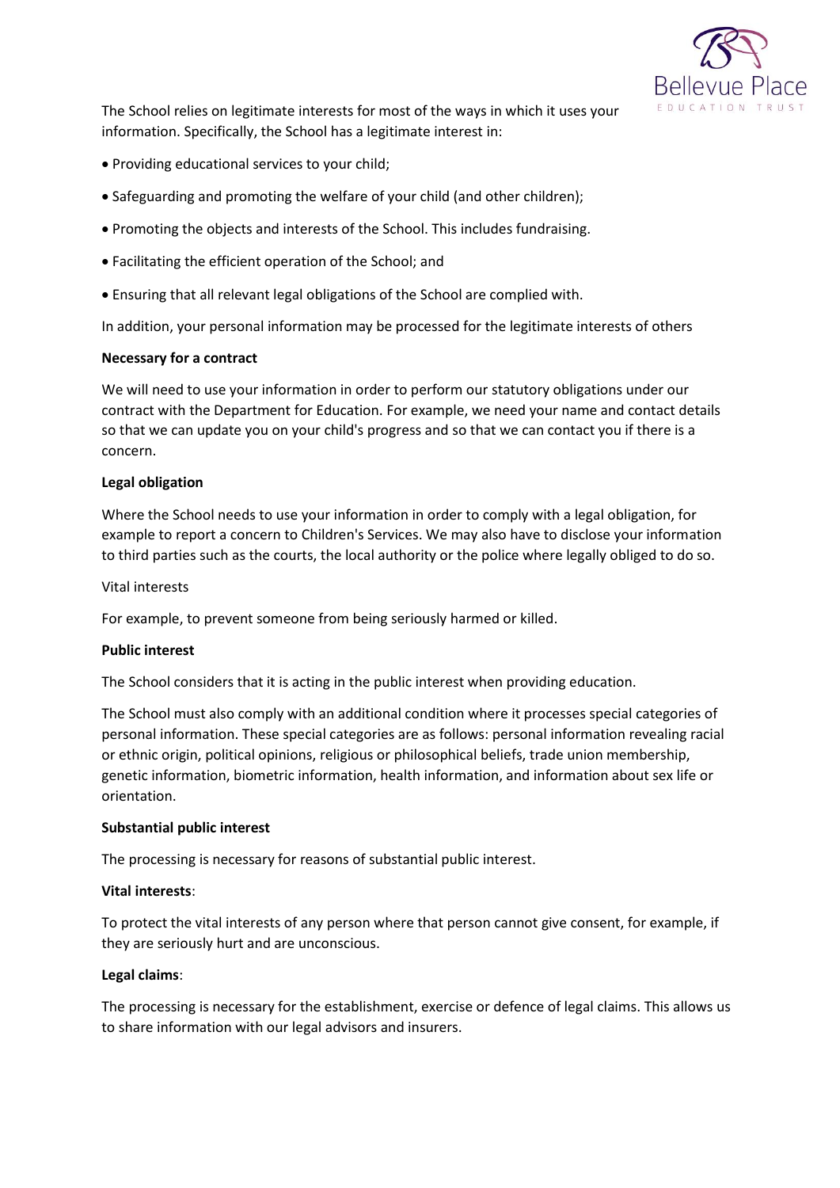The School relies on legitimate interests for most of the ways in which it uses your information. Specifically, the School has a legitimate interest in:

- Providing educational services to your child;
- Safeguarding and promoting the welfare of your child (and other children);
- Promoting the objects and interests of the School. This includes fundraising.
- Facilitating the efficient operation of the School; and
- Ensuring that all relevant legal obligations of the School are complied with.

In addition, your personal information may be processed for the legitimate interests of others

**Necessary for a contract**

We will need to use your information in order to perform our statutory obligations under our contract with the Department for Education. For example, we need your name and contact details so that we can update you on your child's progress and so that we can contact you if there is a concern.

**Legal obligation**

Where the School needs to use your information in order to comply with a legal obligation, for example to report a concern to Children's Services. We may also have to disclose your information to third parties such as the courts, the local authority or the police where legally obliged to do so.

Vital interests

For example, to prevent someone from being seriously harmed or killed.

**Public interest**

The School considers that it is acting in the public interest when providing education.

The School must also comply with an additional condition where it processes special categories of personal information. These special categories are as follows: personal information revealing racial or ethnic origin, political opinions, religious or philosophical beliefs, trade union membership, genetic information, biometric information, health information, and information about sex life or orientation.

**Substantial public interest**

The processing is necessary for reasons of substantial public interest.

**Vital interests**:

To protect the vital interests of any person where that person cannot give consent, for example, if they are seriously hurt and are unconscious.

**Legal claims**:

The processing is necessary for the establishment, exercise or defence of legal claims. This allows us to share information with our legal advisors and insurers.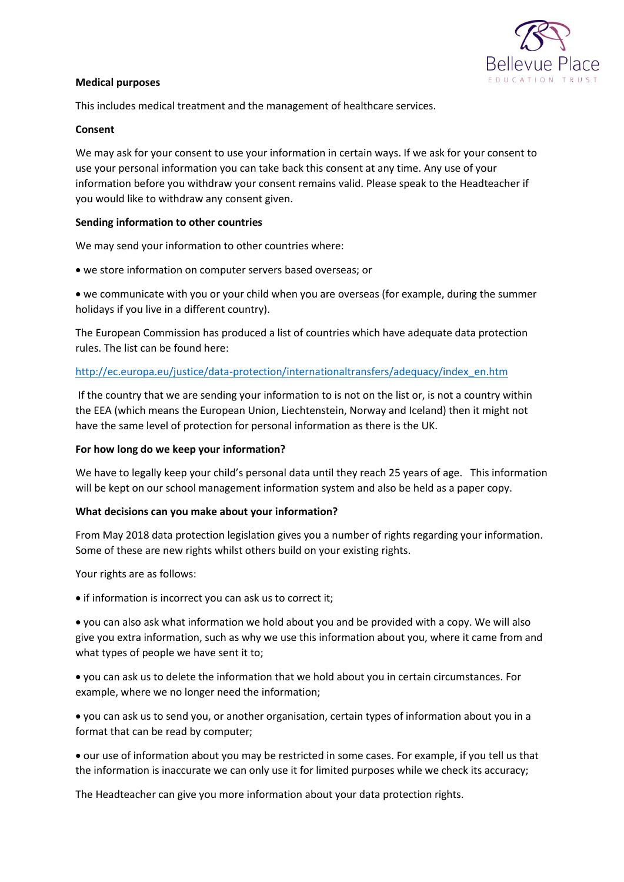**Medical purposes**

This includes medical treatment and the management of healthcare services.

**Consent**

We may ask for your consent to use your information in certain ways. If we ask for your consent to use your personal information you can take back this consent at any time. Any use of your information before you withdraw your consent remains valid. Please speak to the Headteacher if you would like to withdraw any consent given.

**Sending information to other countries**

We may send your information to other countries where:

- we store information on computer servers based overseas; or
- we communicate with you or your child when you are overseas (for example, during the summer holidays if you live in a different country).

The European Commission has produced a list of countries which have adequate data protection rules. The list can be found here:

http://ec.europa.eu/justice/data-protection/internationaltransfers/adequacy/index_en.htm

If the country that we are sending your information to is not on the list or, is not a country within the EEA (which means the European Union, Liechtenstein, Norway and Iceland) then it might not have the same level of protection for personal information as there is the UK.

**For how long do we keep your information?**

We have to legally keep your child's personal data until they reach 25 years of age. This information will be kept on our school management information system and also be held as a paper copy.

**What decisions can you make about your information?**

From May 2018 data protection legislation gives you a number of rights regarding your information. Some of these are new rights whilst others build on your existing rights.

Your rights are as follows:

- if information is incorrect you can ask us to correct it;
- you can also ask what information we hold about you and be provided with a copy. We will also give you extra information, such as why we use this information about you, where it came from and what types of people we have sent it to;
- you can ask us to delete the information that we hold about you in certain circumstances. For example, where we no longer need the information;
- you can ask us to send you, or another organisation, certain types of information about you in a format that can be read by computer;
- our use of information about you may be restricted in some cases. For example, if you tell us that the information is inaccurate we can only use it for limited purposes while we check its accuracy;

The Headteacher can give you more information about your data protection rights.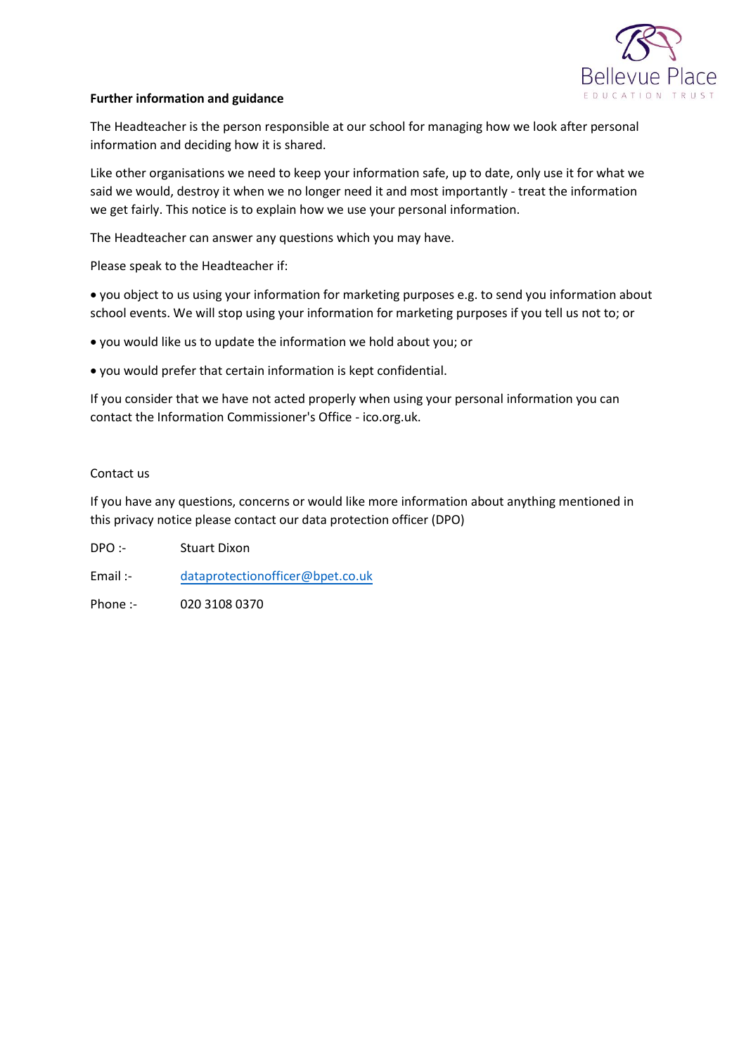**Further information and guidance**

The Headteacher is the person responsible at our school for managing how we look after personal information and deciding how it is shared.

Like other organisations we need to keep your information safe, up to date, only use it for what we said we would, destroy it when we no longer need it and most importantly - treat the information we get fairly. This notice is to explain how we use your personal information.

The Headteacher can answer any questions which you may have.

Please speak to the Headteacher if:

- you object to us using your information for marketing purposes e.g. to send you information about school events. We will stop using your information for marketing purposes if you tell us not to; or
- you would like us to update the information we hold about you; or
- you would prefer that certain information is kept confidential.

If you consider that we have not acted properly when using your personal information you can contact the Information Commissioner's Office - ico.org.uk.

Contact us

If you have any questions, concerns or would like more information about anything mentioned in this privacy notice please contact our data protection officer (DPO)

DPO :- Stuart Dixon

Email :- dataprotectionofficer@bpet.co.uk

Phone :- 020 3108 0370